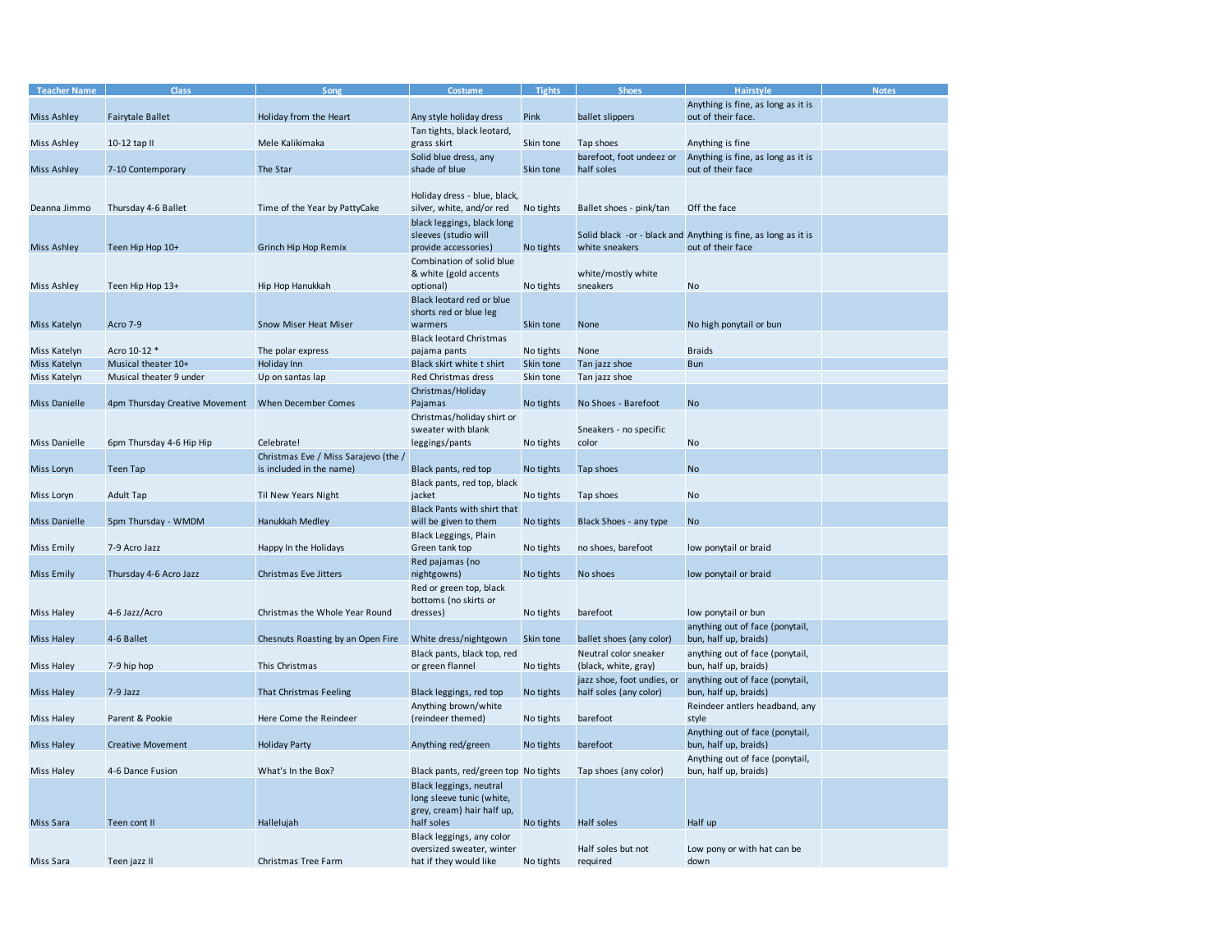| Teacher Name | Class | Song | Costume | Tights | Shoes | Hairstyle | Notes |
|---|---|---|---|---|---|---|---|
| Miss Ashley | Fairytale Ballet | Holiday from the Heart | Any style holiday dress | Pink | ballet slippers | Anything is fine, as long as it is out of their face. | |
| Miss Ashley | 10-12 tap II | Mele Kalikimaka | Tan tights, black leotard, grass skirt | Skin tone | Tap shoes | Anything is fine | |
| Miss Ashley | 7-10 Contemporary | The Star | Solid blue dress, any shade of blue | Skin tone | barefoot, foot undeez or half soles | Anything is fine, as long as it is out of their face | |
| Deanna Jimmo | Thursday 4-6 Ballet | Time of the Year by PattyCake | Holiday dress - blue, black, silver, white, and/or red | No tights | Ballet shoes - pink/tan | Off the face | |
| Miss Ashley | Teen Hip Hop 10+ | Grinch Hip Hop Remix | black leggings, black long sleeves (studio will provide accessories) | No tights | Solid black -or - black and white sneakers | Anything is fine, as long as it is out of their face | |
| Miss Ashley | Teen Hip Hop 13+ | Hip Hop Hanukkah | Combination of solid blue & white (gold accents optional) | No tights | white/mostly white sneakers | No | |
| Miss Katelyn | Acro 7-9 | Snow Miser Heat Miser | Black leotard red or blue shorts red or blue leg warmers | Skin tone | None | No high ponytail or bun | |
| Miss Katelyn | Acro 10-12 * | The polar express | Black leotard Christmas pajama pants | No tights | None | Braids | |
| Miss Katelyn | Musical theater 10+ | Holiday Inn | Black skirt white t shirt | Skin tone | Tan jazz shoe | Bun | |
| Miss Katelyn | Musical theater 9 under | Up on santas lap | Red Christmas dress | Skin tone | Tan jazz shoe | | |
| Miss Danielle | 4pm Thursday Creative Movement | When December Comes | Christmas/Holiday Pajamas | No tights | No Shoes - Barefoot | No | |
| Miss Danielle | 6pm Thursday 4-6 Hip Hip | Celebrate! | Christmas/holiday shirt or sweater with blank leggings/pants | No tights | Sneakers - no specific color | No | |
| Miss Loryn | Teen Tap | Christmas Eve / Miss Sarajevo (the / is included in the name) | Black pants, red top | No tights | Tap shoes | No | |
| Miss Loryn | Adult Tap | Til New Years Night | Black pants, red top, black jacket | No tights | Tap shoes | No | |
| Miss Danielle | 5pm Thursday - WMDM | Hanukkah Medley | Black Pants with shirt that will be given to them | No tights | Black Shoes - any type | No | |
| Miss Emily | 7-9 Acro Jazz | Happy In the Holidays | Black Leggings, Plain Green tank top | No tights | no shoes, barefoot | low ponytail or braid | |
| Miss Emily | Thursday 4-6 Acro Jazz | Christmas Eve Jitters | Red pajamas (no nightgowns) | No tights | No shoes | low ponytail or braid | |
| Miss Haley | 4-6 Jazz/Acro | Christmas the Whole Year Round | Red or green top, black bottoms (no skirts or dresses) | No tights | barefoot | low ponytail or bun | |
| Miss Haley | 4-6 Ballet | Chesnuts Roasting by an Open Fire | White dress/nightgown | Skin tone | ballet shoes (any color) | anything out of face (ponytail, bun, half up, braids) | |
| Miss Haley | 7-9 hip hop | This Christmas | Black pants, black top, red or green flannel | No tights | Neutral color sneaker (black, white, gray) | anything out of face (ponytail, bun, half up, braids) | |
| Miss Haley | 7-9 Jazz | That Christmas Feeling | Black leggings, red top | No tights | jazz shoe, foot undies, or half soles (any color) | anything out of face (ponytail, bun, half up, braids) | |
| Miss Haley | Parent & Pookie | Here Come the Reindeer | Anything brown/white (reindeer themed) | No tights | barefoot | Reindeer antlers headband, any style | |
| Miss Haley | Creative Movement | Holiday Party | Anything red/green | No tights | barefoot | Anything out of face (ponytail, bun, half up, braids) | |
| Miss Haley | 4-6 Dance Fusion | What's In the Box? | Black pants, red/green top | No tights | Tap shoes (any color) | Anything out of face (ponytail, bun, half up, braids) | |
| Miss Sara | Teen cont II | Hallelujah | Black leggings, neutral long sleeve tunic (white, grey, cream) hair half up, half soles | No tights | Half soles | Half up | |
| Miss Sara | Teen jazz II | Christmas Tree Farm | Black leggings, any color oversized sweater, winter hat if they would like | No tights | Half soles but not required | Low pony or with hat can be down | |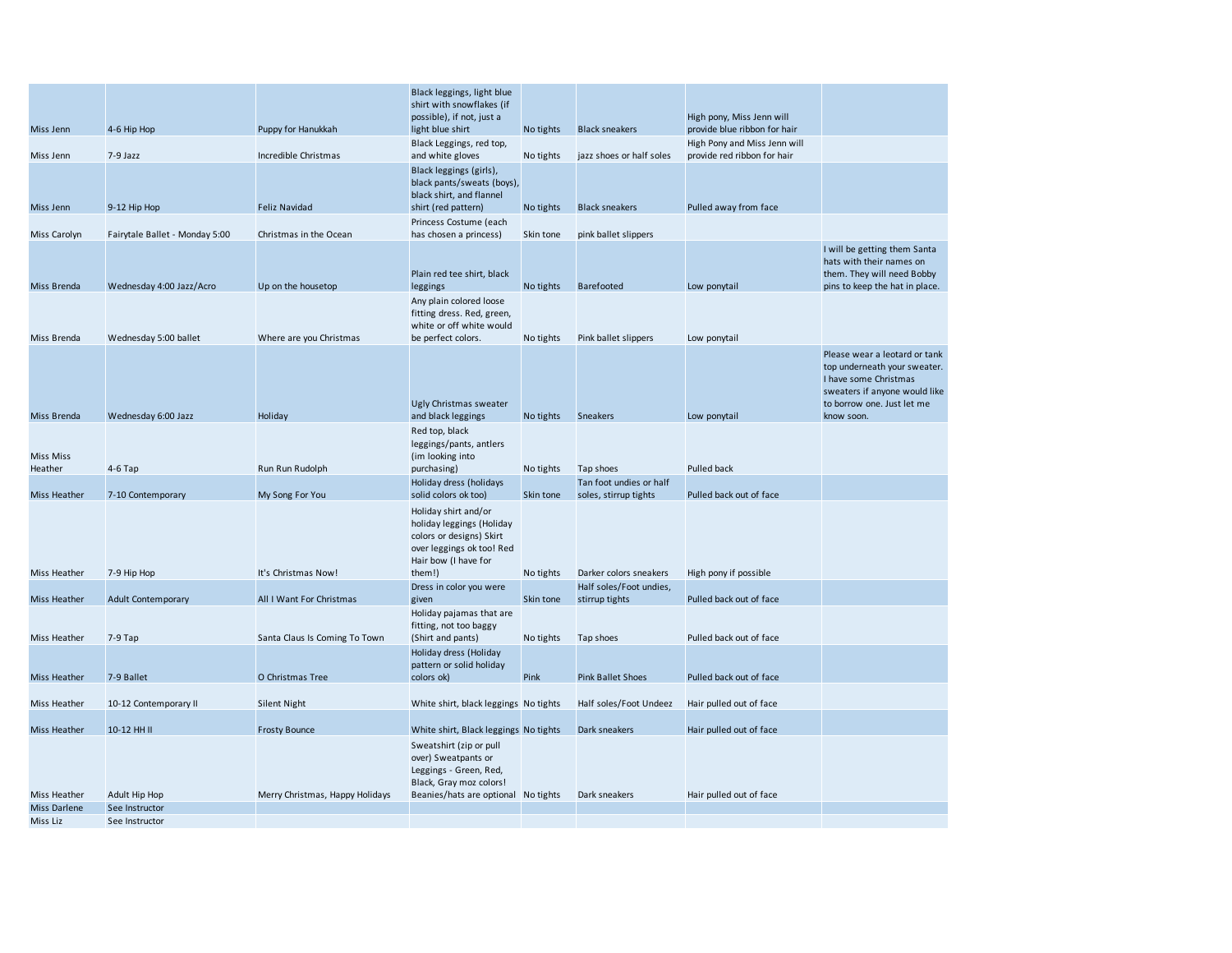| | | | | | | | |
|---|---|---|---|---|---|---|---|
| Miss Jenn | 4-6 Hip Hop | Puppy for Hanukkah | Black leggings, light blue shirt with snowflakes (if possible), if not, just a light blue shirt | No tights | Black sneakers | High pony, Miss Jenn will provide blue ribbon for hair | |
| Miss Jenn | 7-9 Jazz | Incredible Christmas | Black Leggings, red top, and white gloves | No tights | jazz shoes or half soles | High Pony and Miss Jenn will provide red ribbon for hair | |
| Miss Jenn | 9-12 Hip Hop | Feliz Navidad | Black leggings (girls), black pants/sweats (boys), black shirt, and flannel shirt (red pattern) | No tights | Black sneakers | Pulled away from face | |
| Miss Carolyn | Fairytale Ballet - Monday 5:00 | Christmas in the Ocean | Princess Costume (each has chosen a princess) | Skin tone | pink ballet slippers | | |
| Miss Brenda | Wednesday 4:00 Jazz/Acro | Up on the housetop | Plain red tee shirt, black leggings | No tights | Barefooted | Low ponytail | I will be getting them Santa hats with their names on them. They will need Bobby pins to keep the hat in place. |
| Miss Brenda | Wednesday 5:00 ballet | Where are you Christmas | Any plain colored loose fitting dress. Red, green, white or off white would be perfect colors. | No tights | Pink ballet slippers | Low ponytail | |
| Miss Brenda | Wednesday 6:00 Jazz | Holiday | Ugly Christmas sweater and black leggings | No tights | Sneakers | Low ponytail | Please wear a leotard or tank top underneath your sweater. I have some Christmas sweaters if anyone would like to borrow one. Just let me know soon. |
| Miss Miss Heather | 4-6 Tap | Run Run Rudolph | Red top, black leggings/pants, antlers (im looking into purchasing) | No tights | Tap shoes | Pulled back | |
| Miss Heather | 7-10 Contemporary | My Song For You | Holiday dress (holidays solid colors ok too) | Skin tone | Tan foot undies or half soles, stirrup tights | Pulled back out of face | |
| Miss Heather | 7-9 Hip Hop | It's Christmas Now! | Holiday shirt and/or holiday leggings (Holiday colors or designs) Skirt over leggings ok too! Red Hair bow (I have for them!) | No tights | Darker colors sneakers | High pony if possible | |
| Miss Heather | Adult Contemporary | All I Want For Christmas | Dress in color you were given | Skin tone | Half soles/Foot undies, stirrup tights | Pulled back out of face | |
| Miss Heather | 7-9 Tap | Santa Claus Is Coming To Town | Holiday pajamas that are fitting, not too baggy (Shirt and pants) | No tights | Tap shoes | Pulled back out of face | |
| Miss Heather | 7-9 Ballet | O Christmas Tree | Holiday dress (Holiday pattern or solid holiday colors ok) | Pink | Pink Ballet Shoes | Pulled back out of face | |
| Miss Heather | 10-12 Contemporary II | Silent Night | White shirt, black leggings | No tights | Half soles/Foot Undeez | Hair pulled out of face | |
| Miss Heather | 10-12 HH II | Frosty Bounce | White shirt, Black leggings | No tights | Dark sneakers | Hair pulled out of face | |
| Miss Heather | Adult Hip Hop | Merry Christmas, Happy Holidays | Sweatshirt (zip or pull over) Sweatpants or Leggings - Green, Red, Black, Gray moz colors! Beanies/hats are optional | No tights | Dark sneakers | Hair pulled out of face | |
| Miss Darlene | See Instructor | | | | | | |
| Miss Liz | See Instructor | | | | | | |